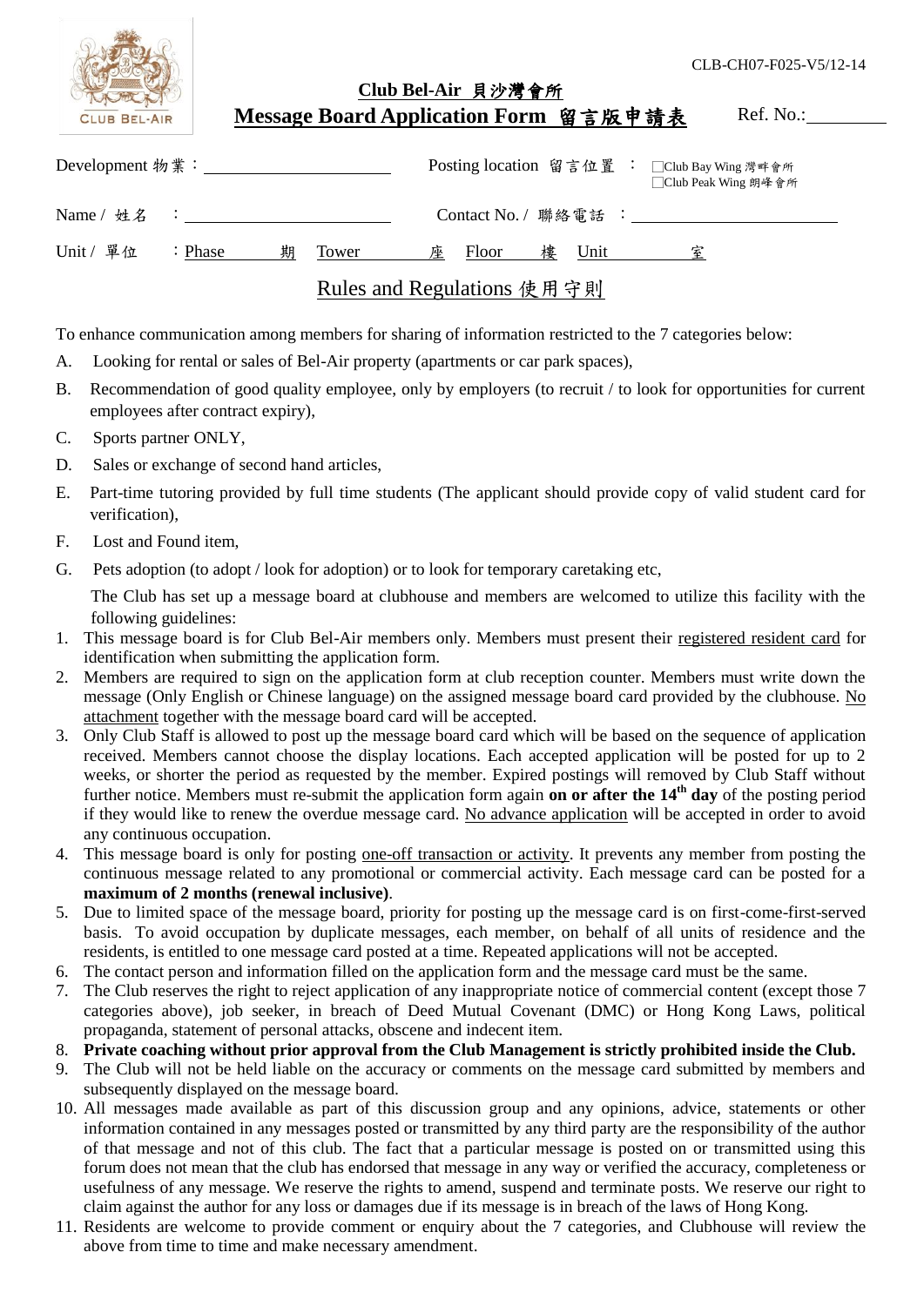CLB-CH07-F025-V5/12-14

CLUB BEL-AIR

## Club Bel-Air 貝沙灣會所

## Message Board Application Form 留言版申請表

Ref. No.:_________

Development 物業：____________________ Posting location 留言位置 ： ☐Club Bay Wing 灣畔會所 ☐Club Peak Wing 朗峰會所

Name / 姓名 ：____________________ Contact No. / 聯絡電話 ：____________________

Unit / 單位 ：Phase ____ 期 Tower ____ 座 Floor ____ 樓 Unit ____ 室

### Rules and Regulations 使用守則

To enhance communication among members for sharing of information restricted to the 7 categories below:

A. Looking for rental or sales of Bel-Air property (apartments or car park spaces),

B. Recommendation of good quality employee, only by employers (to recruit / to look for opportunities for current employees after contract expiry),

C. Sports partner ONLY,

D. Sales or exchange of second hand articles,

E. Part-time tutoring provided by full time students (The applicant should provide copy of valid student card for verification),

F. Lost and Found item,

G. Pets adoption (to adopt / look for adoption) or to look for temporary caretaking etc,

The Club has set up a message board at clubhouse and members are welcomed to utilize this facility with the following guidelines:

1. This message board is for Club Bel-Air members only. Members must present their registered resident card for identification when submitting the application form.
2. Members are required to sign on the application form at club reception counter. Members must write down the message (Only English or Chinese language) on the assigned message board card provided by the clubhouse. No attachment together with the message board card will be accepted.
3. Only Club Staff is allowed to post up the message board card which will be based on the sequence of application received. Members cannot choose the display locations. Each accepted application will be posted for up to 2 weeks, or shorter the period as requested by the member. Expired postings will removed by Club Staff without further notice. Members must re-submit the application form again **on or after the 14th day** of the posting period if they would like to renew the overdue message card. No advance application will be accepted in order to avoid any continuous occupation.
4. This message board is only for posting one-off transaction or activity. It prevents any member from posting the continuous message related to any promotional or commercial activity. Each message card can be posted for a **maximum of 2 months (renewal inclusive)**.
5. Due to limited space of the message board, priority for posting up the message card is on first-come-first-served basis. To avoid occupation by duplicate messages, each member, on behalf of all units of residence and the residents, is entitled to one message card posted at a time. Repeated applications will not be accepted.
6. The contact person and information filled on the application form and the message card must be the same.
7. The Club reserves the right to reject application of any inappropriate notice of commercial content (except those 7 categories above), job seeker, in breach of Deed Mutual Covenant (DMC) or Hong Kong Laws, political propaganda, statement of personal attacks, obscene and indecent item.
8. **Private coaching without prior approval from the Club Management is strictly prohibited inside the Club.**
9. The Club will not be held liable on the accuracy or comments on the message card submitted by members and subsequently displayed on the message board.
10. All messages made available as part of this discussion group and any opinions, advice, statements or other information contained in any messages posted or transmitted by any third party are the responsibility of the author of that message and not of this club. The fact that a particular message is posted on or transmitted using this forum does not mean that the club has endorsed that message in any way or verified the accuracy, completeness or usefulness of any message. We reserve the rights to amend, suspend and terminate posts. We reserve our right to claim against the author for any loss or damages due if its message is in breach of the laws of Hong Kong.
11. Residents are welcome to provide comment or enquiry about the 7 categories, and Clubhouse will review the above from time to time and make necessary amendment.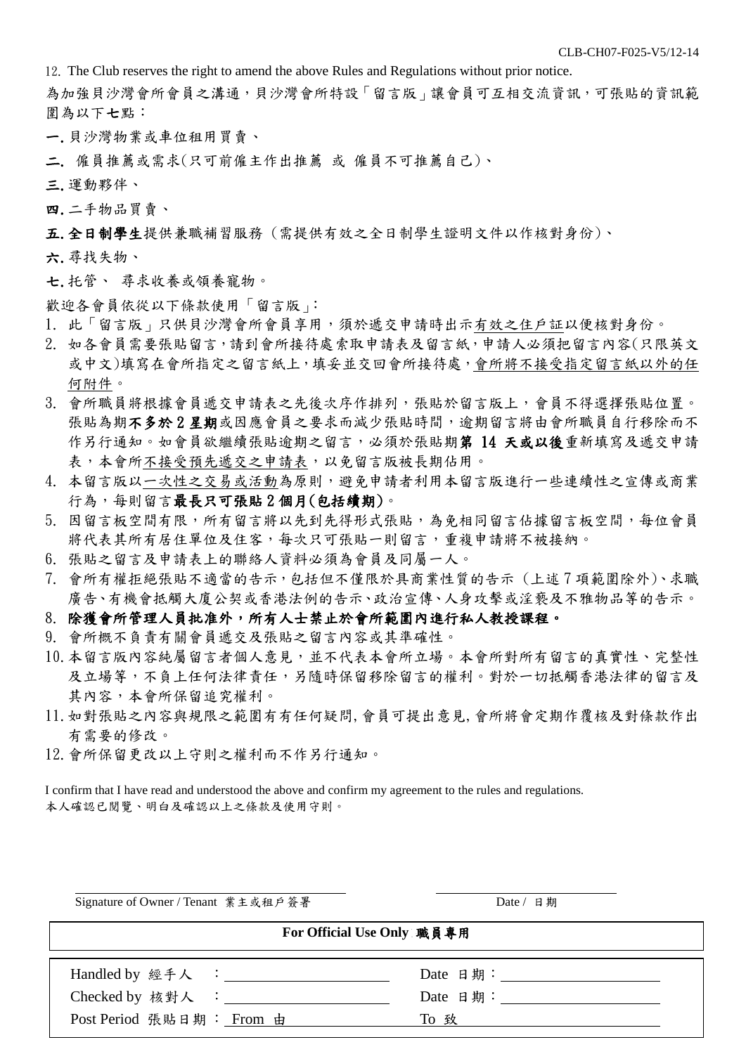12. The Club reserves the right to amend the above Rules and Regulations without prior notice.

為加強貝沙灣會所會員之溝通，貝沙灣會所特設「留言版」讓會員可互相交流資訊，可張貼的資訊範圍為以下**七**點：

**一.** 貝沙灣物業或車位租用買賣、

**二.** 傭員推薦或需求(只可前僱主作出推薦 或 傭員不可推薦自己)、

**三.** 運動夥伴、

**四.** 二手物品買賣、

**五.** **全日制學生**提供兼職補習服務（需提供有效之全日制學生證明文件以作核對身份）、

**六.** 尋找失物、

**七.** 托管、 尋求收養或領養寵物。

歡迎各會員依從以下條款使用「留言版」:

1. 此「留言版」只供貝沙灣會所會員享用，須於遞交申請時出示有效之住戶証以便核對身份。
2. 如各會員需要張貼留言，請到會所接待處索取申請表及留言紙，申請人必須把留言內容(只限英文或中文)填寫在會所指定之留言紙上，填妥並交回會所接待處，會所將不接受指定留言紙以外的任何附件。
3. 會所職員將根據會員遞交申請表之先後次序作排列，張貼於留言版上，會員不得選擇張貼位置。張貼為期**不多於 2 星期**或因應會員之要求而減少張貼時間，逾期留言將由會所職員自行移除而不作另行通知。如會員欲繼續張貼逾期之留言，必須於張貼期**第 14 天或以後**重新填寫及遞交申請表，本會所不接受預先遞交之申請表，以免留言版被長期佔用。
4. 本留言版以一次性之交易或活動為原則，避免申請者利用本留言版進行一些連續性之宣傳或商業行為，每則留言**最長只可張貼 2 個月(包括續期)**。
5. 因留言板空間有限，所有留言將以先到先得形式張貼，為免相同留言佔據留言板空間，每位會員將代表其所有居住單位及住客，每次只可張貼一則留言，重複申請將不被接納。
6. 張貼之留言及申請表上的聯絡人資料必須為會員及同屬一人。
7. 會所有權拒絕張貼不適當的告示，包括但不僅限於具商業性質的告示（上述 7 項範圍除外)、求職廣告、有機會抵觸大廈公契或香港法例的告示、政治宣傳、人身攻擊或淫褻及不雅物品等的告示。
8. **除獲會所管理人員批准外，所有人士禁止於會所範圍內進行私人教授課程。**
9. 會所概不負責有關會員遞交及張貼之留言內容或其準確性。
10. 本留言版內容純屬留言者個人意見，並不代表本會所立場。本會所對所有留言的真實性、完整性及立場等，不負上任何法律責任，另隨時保留移除留言的權利。對於一切抵觸香港法律的留言及其內容，本會所保留追究權利。
11. 如對張貼之內容與規限之範圍有有任何疑問, 會員可提出意見, 會所將會定期作覆核及對條款作出有需要的修改。
12. 會所保留更改以上守則之權利而不作另行通知。

I confirm that I have read and understood the above and confirm my agreement to the rules and regulations.
本人確認已閱覽、明白及確認以上之條款及使用守則。

Signature of Owner / Tenant 業主或租戶簽署 ____________________ Date / 日期 ____________________

**For Official Use Only 職員專用**

Handled by 經手人 ：____________________ Date 日期：____________________

Checked by 核對人 ：____________________ Date 日期：____________________

Post Period 張貼日期 ： From 由 ____________________ To 致 ____________________